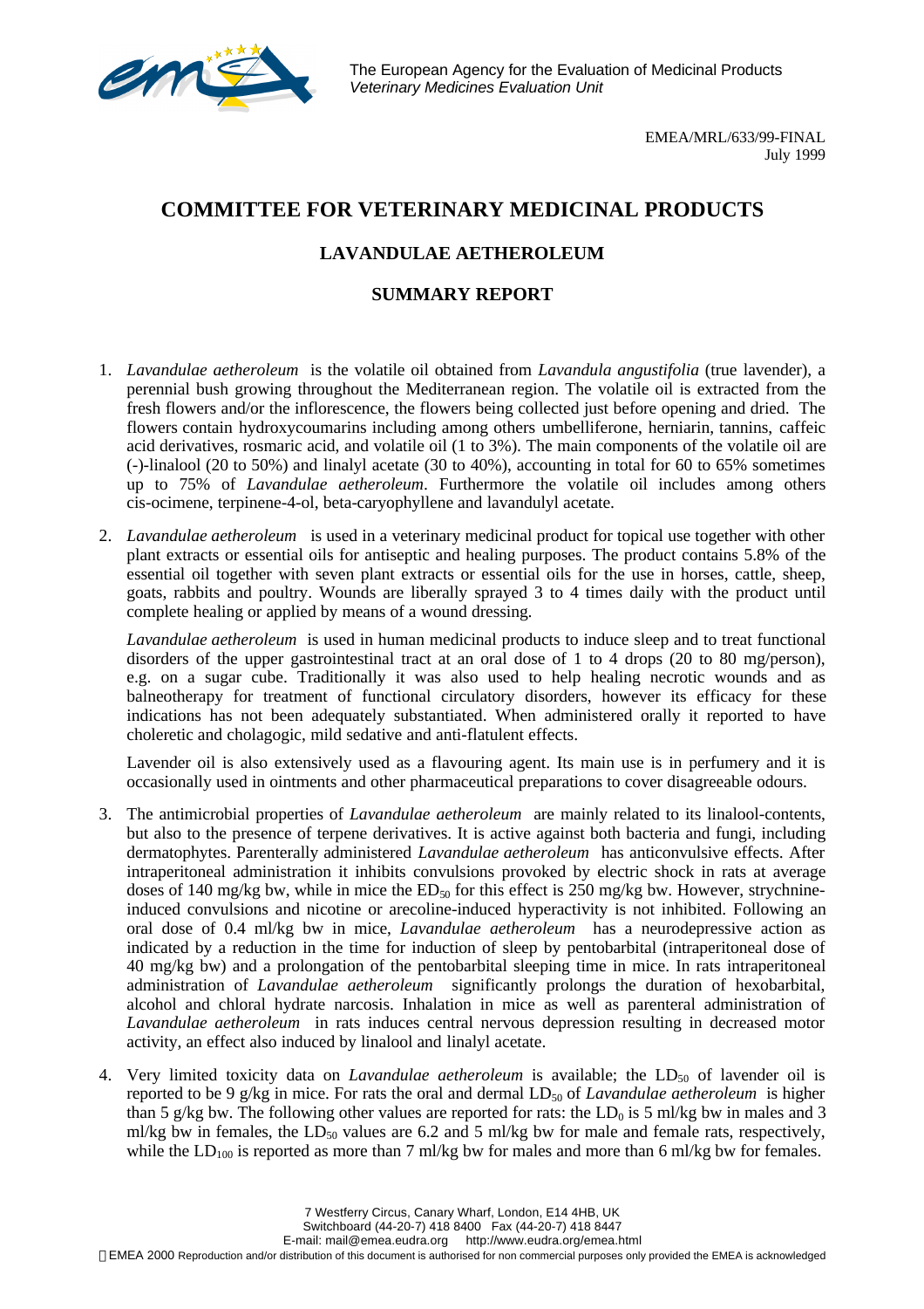The European Agency for the Evaluation of Medicinal Products
*Veterinary Medicines Evaluation Unit*

EMEA/MRL/633/99-FINAL
July 1999

# COMMITTEE FOR VETERINARY MEDICINAL PRODUCTS

## LAVANDULAE AETHEROLEUM

## SUMMARY REPORT

1. *Lavandulae aetheroleum* is the volatile oil obtained from *Lavandula angustifolia* (true lavender), a perennial bush growing throughout the Mediterranean region. The volatile oil is extracted from the fresh flowers and/or the inflorescence, the flowers being collected just before opening and dried. The flowers contain hydroxycoumarins including among others umbelliferone, herniarin, tannins, caffeic acid derivatives, rosmaric acid, and volatile oil (1 to 3%). The main components of the volatile oil are (-)-linalool (20 to 50%) and linalyl acetate (30 to 40%), accounting in total for 60 to 65% sometimes up to 75% of *Lavandulae aetheroleum*. Furthermore the volatile oil includes among others cis-ocimene, terpinene-4-ol, beta-caryophyllene and lavandulyl acetate.

2. *Lavandulae aetheroleum* is used in a veterinary medicinal product for topical use together with other plant extracts or essential oils for antiseptic and healing purposes. The product contains 5.8% of the essential oil together with seven plant extracts or essential oils for the use in horses, cattle, sheep, goats, rabbits and poultry. Wounds are liberally sprayed 3 to 4 times daily with the product until complete healing or applied by means of a wound dressing.

   *Lavandulae aetheroleum* is used in human medicinal products to induce sleep and to treat functional disorders of the upper gastrointestinal tract at an oral dose of 1 to 4 drops (20 to 80 mg/person), e.g. on a sugar cube. Traditionally it was also used to help healing necrotic wounds and as balneotherapy for treatment of functional circulatory disorders, however its efficacy for these indications has not been adequately substantiated. When administered orally it reported to have choleretic and cholagogic, mild sedative and anti-flatulent effects.

   Lavender oil is also extensively used as a flavouring agent. Its main use is in perfumery and it is occasionally used in ointments and other pharmaceutical preparations to cover disagreeable odours.

3. The antimicrobial properties of *Lavandulae aetheroleum* are mainly related to its linalool-contents, but also to the presence of terpene derivatives. It is active against both bacteria and fungi, including dermatophytes. Parenterally administered *Lavandulae aetheroleum* has anticonvulsive effects. After intraperitoneal administration it inhibits convulsions provoked by electric shock in rats at average doses of 140 mg/kg bw, while in mice the $ED_{50}$ for this effect is 250 mg/kg bw. However, strychnine-induced convulsions and nicotine or arecoline-induced hyperactivity is not inhibited. Following an oral dose of 0.4 ml/kg bw in mice, *Lavandulae aetheroleum* has a neurodepressive action as indicated by a reduction in the time for induction of sleep by pentobarbital (intraperitoneal dose of 40 mg/kg bw) and a prolongation of the pentobarbital sleeping time in mice. In rats intraperitoneal administration of *Lavandulae aetheroleum* significantly prolongs the duration of hexobarbital, alcohol and chloral hydrate narcosis. Inhalation in mice as well as parenteral administration of *Lavandulae aetheroleum* in rats induces central nervous depression resulting in decreased motor activity, an effect also induced by linalool and linalyl acetate.

4. Very limited toxicity data on *Lavandulae aetheroleum* is available; the $LD_{50}$ of lavender oil is reported to be 9 g/kg in mice. For rats the oral and dermal $LD_{50}$ of *Lavandulae aetheroleum* is higher than 5 g/kg bw. The following other values are reported for rats: the $LD_0$ is 5 ml/kg bw in males and 3 ml/kg bw in females, the $LD_{50}$ values are 6.2 and 5 ml/kg bw for male and female rats, respectively, while the $LD_{100}$ is reported as more than 7 ml/kg bw for males and more than 6 ml/kg bw for females.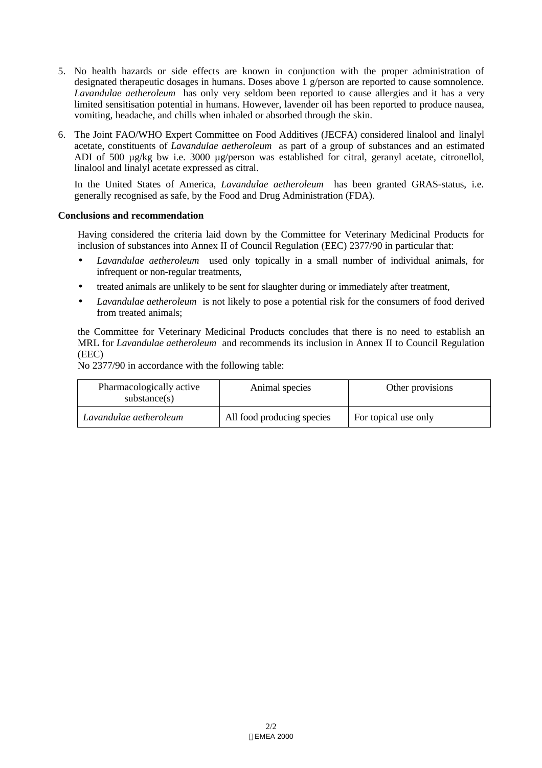5. No health hazards or side effects are known in conjunction with the proper administration of designated therapeutic dosages in humans. Doses above 1 g/person are reported to cause somnolence. *Lavandulae aetheroleum* has only very seldom been reported to cause allergies and it has a very limited sensitisation potential in humans. However, lavender oil has been reported to produce nausea, vomiting, headache, and chills when inhaled or absorbed through the skin.

6. The Joint FAO/WHO Expert Committee on Food Additives (JECFA) considered linalool and linalyl acetate, constituents of *Lavandulae aetheroleum* as part of a group of substances and an estimated ADI of 500 µg/kg bw i.e. 3000 µg/person was established for citral, geranyl acetate, citronellol, linalool and linalyl acetate expressed as citral.

   In the United States of America, *Lavandulae aetheroleum* has been granted GRAS-status, i.e. generally recognised as safe, by the Food and Drug Administration (FDA).

**Conclusions and recommendation**

Having considered the criteria laid down by the Committee for Veterinary Medicinal Products for inclusion of substances into Annex II of Council Regulation (EEC) 2377/90 in particular that:

- *Lavandulae aetheroleum* used only topically in a small number of individual animals, for infrequent or non-regular treatments,
- treated animals are unlikely to be sent for slaughter during or immediately after treatment,
- *Lavandulae aetheroleum* is not likely to pose a potential risk for the consumers of food derived from treated animals;

the Committee for Veterinary Medicinal Products concludes that there is no need to establish an MRL for *Lavandulae aetheroleum* and recommends its inclusion in Annex II to Council Regulation (EEC)
No 2377/90 in accordance with the following table:

| Pharmacologically active substance(s) | Animal species | Other provisions |
|---|---|---|
| *Lavandulae aetheroleum* | All food producing species | For topical use only |